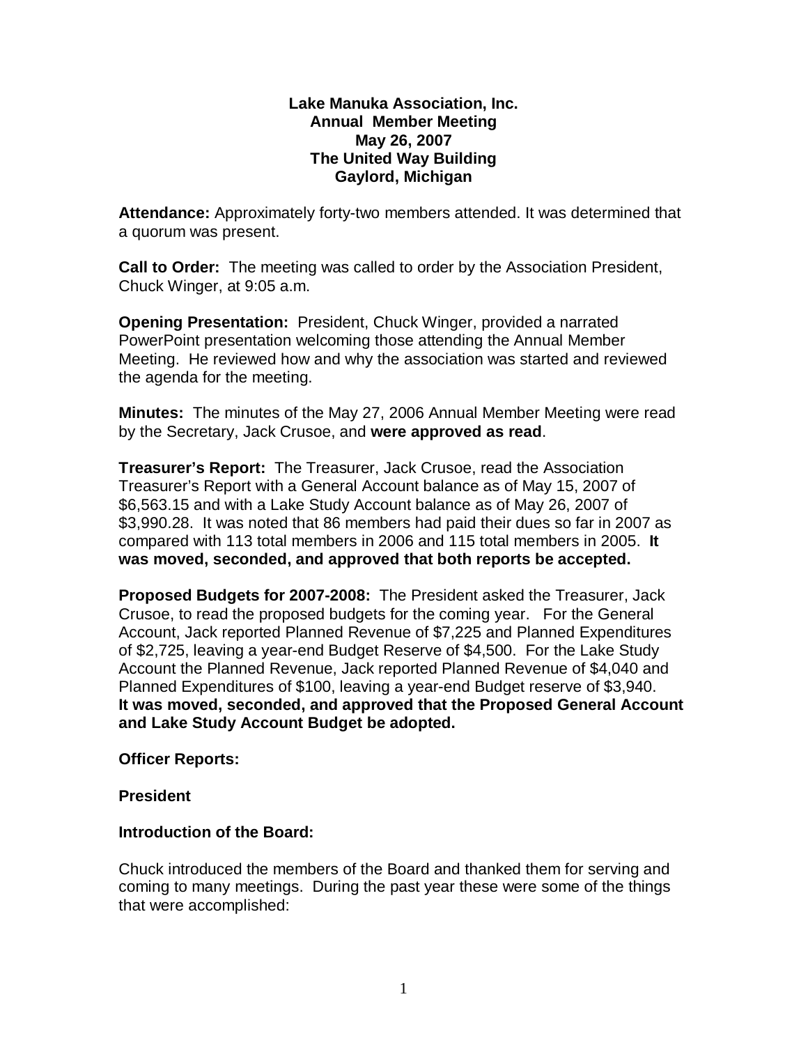**Lake Manuka Association, Inc.**
**Annual Member Meeting**
**May 26, 2007**
**The United Way Building**
**Gaylord, Michigan**

**Attendance:** Approximately forty-two members attended. It was determined that a quorum was present.

**Call to Order:** The meeting was called to order by the Association President, Chuck Winger, at 9:05 a.m.

**Opening Presentation:** President, Chuck Winger, provided a narrated PowerPoint presentation welcoming those attending the Annual Member Meeting. He reviewed how and why the association was started and reviewed the agenda for the meeting.

**Minutes:** The minutes of the May 27, 2006 Annual Member Meeting were read by the Secretary, Jack Crusoe, and **were approved as read**.

**Treasurer's Report:** The Treasurer, Jack Crusoe, read the Association Treasurer's Report with a General Account balance as of May 15, 2007 of $6,563.15 and with a Lake Study Account balance as of May 26, 2007 of $3,990.28. It was noted that 86 members had paid their dues so far in 2007 as compared with 113 total members in 2006 and 115 total members in 2005. **It was moved, seconded, and approved that both reports be accepted.**

**Proposed Budgets for 2007-2008:** The President asked the Treasurer, Jack Crusoe, to read the proposed budgets for the coming year. For the General Account, Jack reported Planned Revenue of $7,225 and Planned Expenditures of $2,725, leaving a year-end Budget Reserve of $4,500. For the Lake Study Account the Planned Revenue, Jack reported Planned Revenue of $4,040 and Planned Expenditures of $100, leaving a year-end Budget reserve of $3,940. **It was moved, seconded, and approved that the Proposed General Account and Lake Study Account Budget be adopted.**

**Officer Reports:**

**President**

**Introduction of the Board:**

Chuck introduced the members of the Board and thanked them for serving and coming to many meetings. During the past year these were some of the things that were accomplished: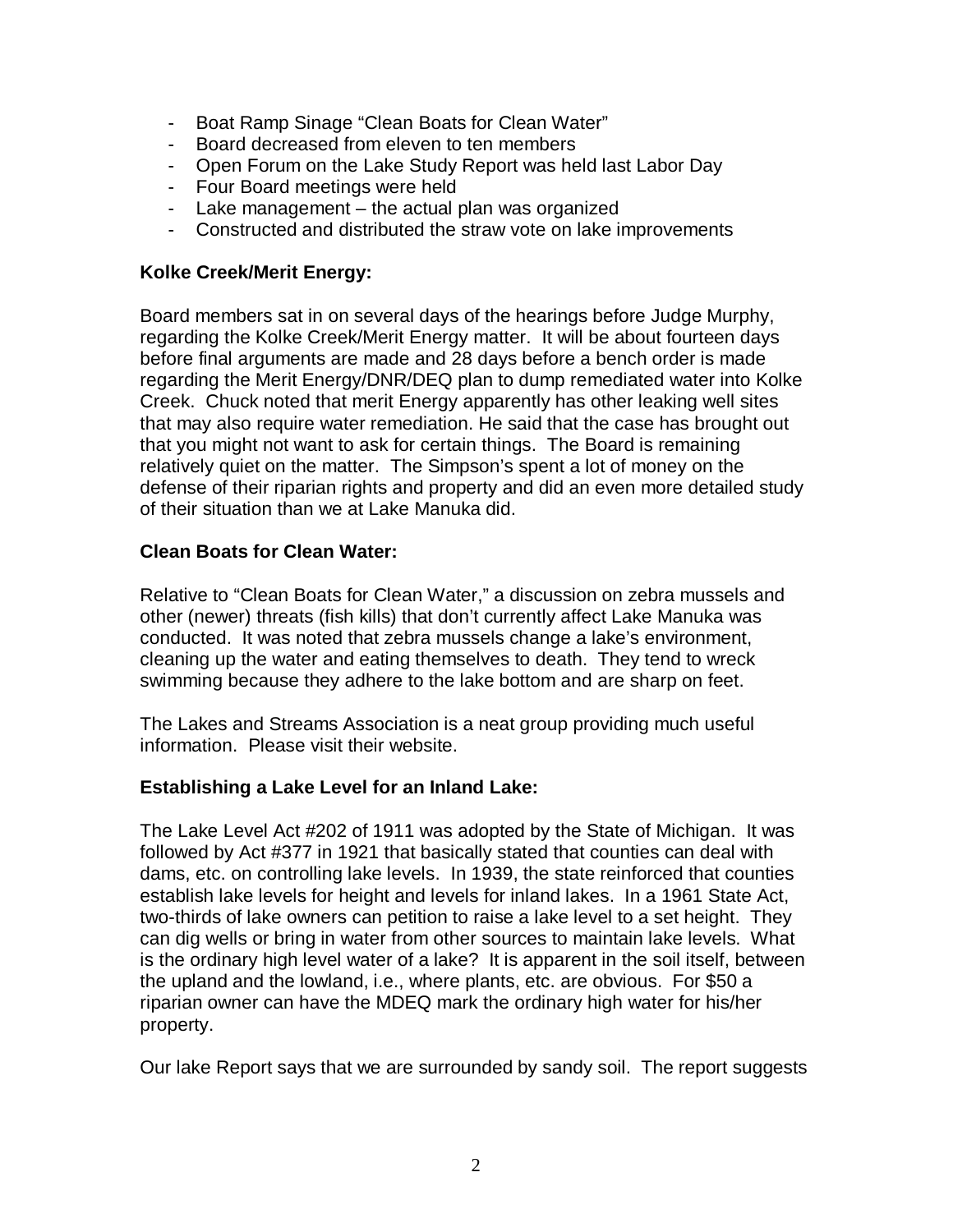- Boat Ramp Sinage "Clean Boats for Clean Water"
- Board decreased from eleven to ten members
- Open Forum on the Lake Study Report was held last Labor Day
- Four Board meetings were held
- Lake management – the actual plan was organized
- Constructed and distributed the straw vote on lake improvements

**Kolke Creek/Merit Energy:**

Board members sat in on several days of the hearings before Judge Murphy, regarding the Kolke Creek/Merit Energy matter. It will be about fourteen days before final arguments are made and 28 days before a bench order is made regarding the Merit Energy/DNR/DEQ plan to dump remediated water into Kolke Creek. Chuck noted that merit Energy apparently has other leaking well sites that may also require water remediation. He said that the case has brought out that you might not want to ask for certain things. The Board is remaining relatively quiet on the matter. The Simpson's spent a lot of money on the defense of their riparian rights and property and did an even more detailed study of their situation than we at Lake Manuka did.

**Clean Boats for Clean Water:**

Relative to "Clean Boats for Clean Water," a discussion on zebra mussels and other (newer) threats (fish kills) that don't currently affect Lake Manuka was conducted. It was noted that zebra mussels change a lake's environment, cleaning up the water and eating themselves to death. They tend to wreck swimming because they adhere to the lake bottom and are sharp on feet.

The Lakes and Streams Association is a neat group providing much useful information. Please visit their website.

**Establishing a Lake Level for an Inland Lake:**

The Lake Level Act #202 of 1911 was adopted by the State of Michigan. It was followed by Act #377 in 1921 that basically stated that counties can deal with dams, etc. on controlling lake levels. In 1939, the state reinforced that counties establish lake levels for height and levels for inland lakes. In a 1961 State Act, two-thirds of lake owners can petition to raise a lake level to a set height. They can dig wells or bring in water from other sources to maintain lake levels. What is the ordinary high level water of a lake? It is apparent in the soil itself, between the upland and the lowland, i.e., where plants, etc. are obvious. For $50 a riparian owner can have the MDEQ mark the ordinary high water for his/her property.

Our lake Report says that we are surrounded by sandy soil. The report suggests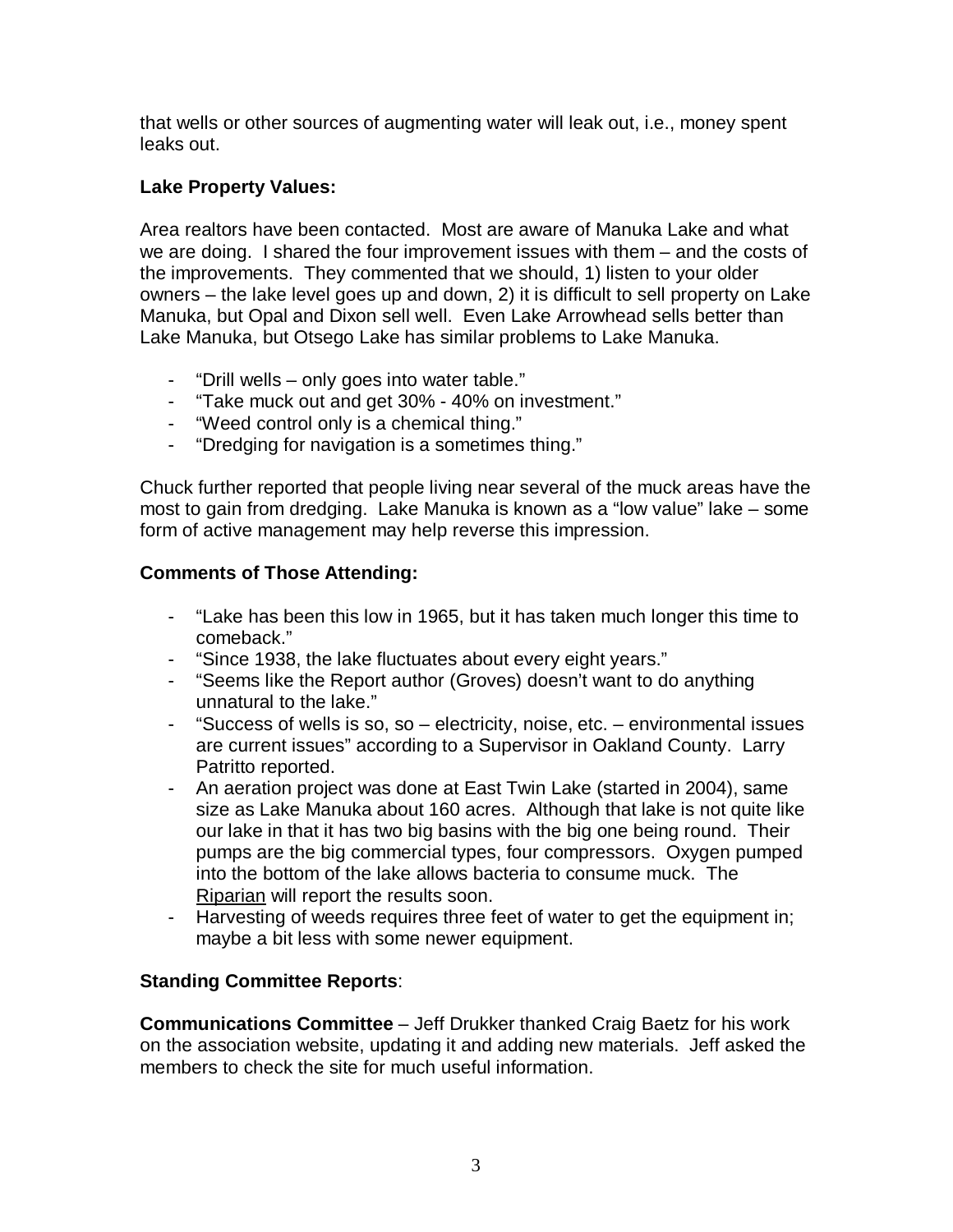that wells or other sources of augmenting water will leak out, i.e., money spent leaks out.

**Lake Property Values:**

Area realtors have been contacted. Most are aware of Manuka Lake and what we are doing. I shared the four improvement issues with them – and the costs of the improvements. They commented that we should, 1) listen to your older owners – the lake level goes up and down, 2) it is difficult to sell property on Lake Manuka, but Opal and Dixon sell well. Even Lake Arrowhead sells better than Lake Manuka, but Otsego Lake has similar problems to Lake Manuka.

- "Drill wells – only goes into water table."
- "Take muck out and get 30% - 40% on investment."
- "Weed control only is a chemical thing."
- "Dredging for navigation is a sometimes thing."

Chuck further reported that people living near several of the muck areas have the most to gain from dredging. Lake Manuka is known as a "low value" lake – some form of active management may help reverse this impression.

**Comments of Those Attending:**

- "Lake has been this low in 1965, but it has taken much longer this time to comeback."
- "Since 1938, the lake fluctuates about every eight years."
- "Seems like the Report author (Groves) doesn't want to do anything unnatural to the lake."
- "Success of wells is so, so – electricity, noise, etc. – environmental issues are current issues" according to a Supervisor in Oakland County. Larry Patritto reported.
- An aeration project was done at East Twin Lake (started in 2004), same size as Lake Manuka about 160 acres. Although that lake is not quite like our lake in that it has two big basins with the big one being round. Their pumps are the big commercial types, four compressors. Oxygen pumped into the bottom of the lake allows bacteria to consume muck. The Riparian will report the results soon.
- Harvesting of weeds requires three feet of water to get the equipment in; maybe a bit less with some newer equipment.

**Standing Committee Reports**:

**Communications Committee** – Jeff Drukker thanked Craig Baetz for his work on the association website, updating it and adding new materials. Jeff asked the members to check the site for much useful information.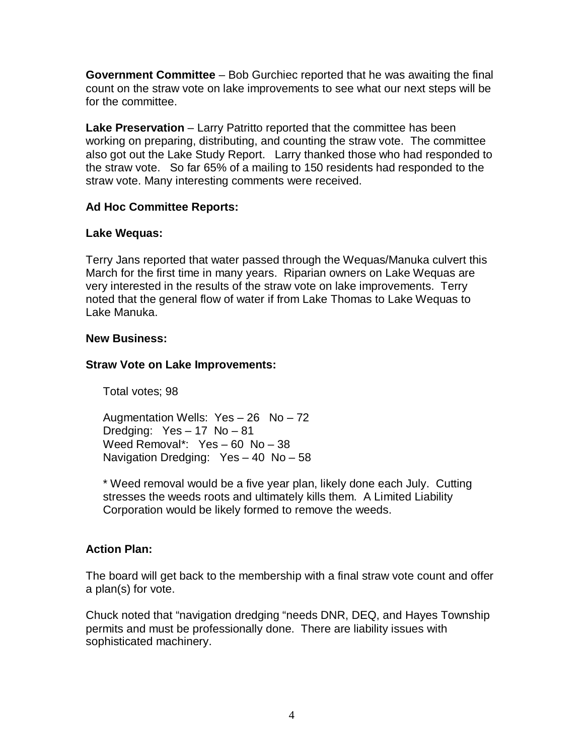**Government Committee** – Bob Gurchiec reported that he was awaiting the final count on the straw vote on lake improvements to see what our next steps will be for the committee.

**Lake Preservation** – Larry Patritto reported that the committee has been working on preparing, distributing, and counting the straw vote. The committee also got out the Lake Study Report. Larry thanked those who had responded to the straw vote. So far 65% of a mailing to 150 residents had responded to the straw vote. Many interesting comments were received.

**Ad Hoc Committee Reports:**

**Lake Wequas:**

Terry Jans reported that water passed through the Wequas/Manuka culvert this March for the first time in many years. Riparian owners on Lake Wequas are very interested in the results of the straw vote on lake improvements. Terry noted that the general flow of water if from Lake Thomas to Lake Wequas to Lake Manuka.

**New Business:**

**Straw Vote on Lake Improvements:**

Total votes; 98

Augmentation Wells: Yes – 26 No – 72
Dredging: Yes – 17 No – 81
Weed Removal*: Yes – 60 No – 38
Navigation Dredging: Yes – 40 No – 58

* Weed removal would be a five year plan, likely done each July. Cutting stresses the weeds roots and ultimately kills them. A Limited Liability Corporation would be likely formed to remove the weeds.

**Action Plan:**

The board will get back to the membership with a final straw vote count and offer a plan(s) for vote.

Chuck noted that "navigation dredging "needs DNR, DEQ, and Hayes Township permits and must be professionally done. There are liability issues with sophisticated machinery.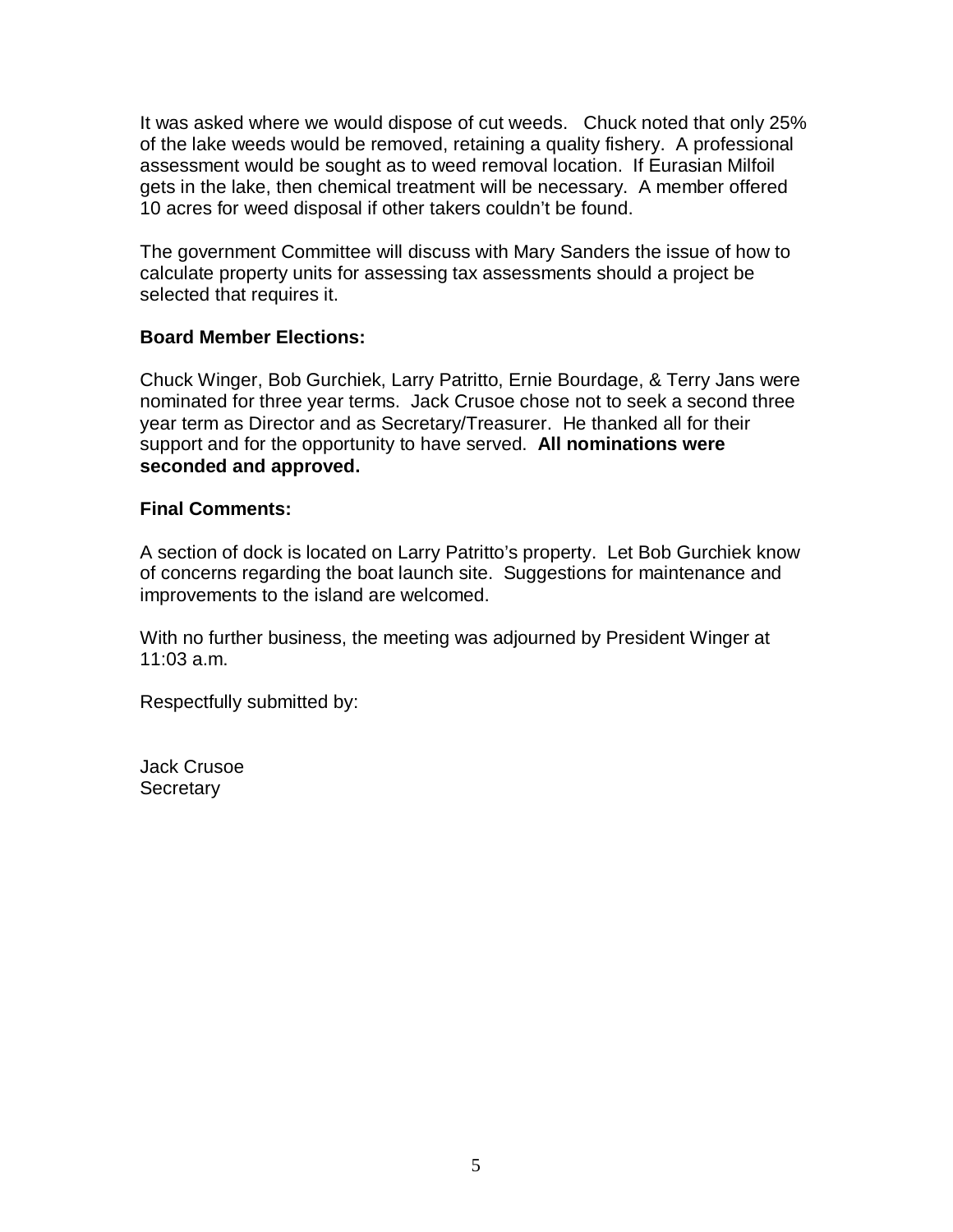It was asked where we would dispose of cut weeds. Chuck noted that only 25% of the lake weeds would be removed, retaining a quality fishery. A professional assessment would be sought as to weed removal location. If Eurasian Milfoil gets in the lake, then chemical treatment will be necessary. A member offered 10 acres for weed disposal if other takers couldn't be found.

The government Committee will discuss with Mary Sanders the issue of how to calculate property units for assessing tax assessments should a project be selected that requires it.

**Board Member Elections:**

Chuck Winger, Bob Gurchiek, Larry Patritto, Ernie Bourdage, & Terry Jans were nominated for three year terms. Jack Crusoe chose not to seek a second three year term as Director and as Secretary/Treasurer. He thanked all for their support and for the opportunity to have served. **All nominations were seconded and approved.**

**Final Comments:**

A section of dock is located on Larry Patritto's property. Let Bob Gurchiek know of concerns regarding the boat launch site. Suggestions for maintenance and improvements to the island are welcomed.

With no further business, the meeting was adjourned by President Winger at 11:03 a.m.

Respectfully submitted by:

Jack Crusoe
Secretary